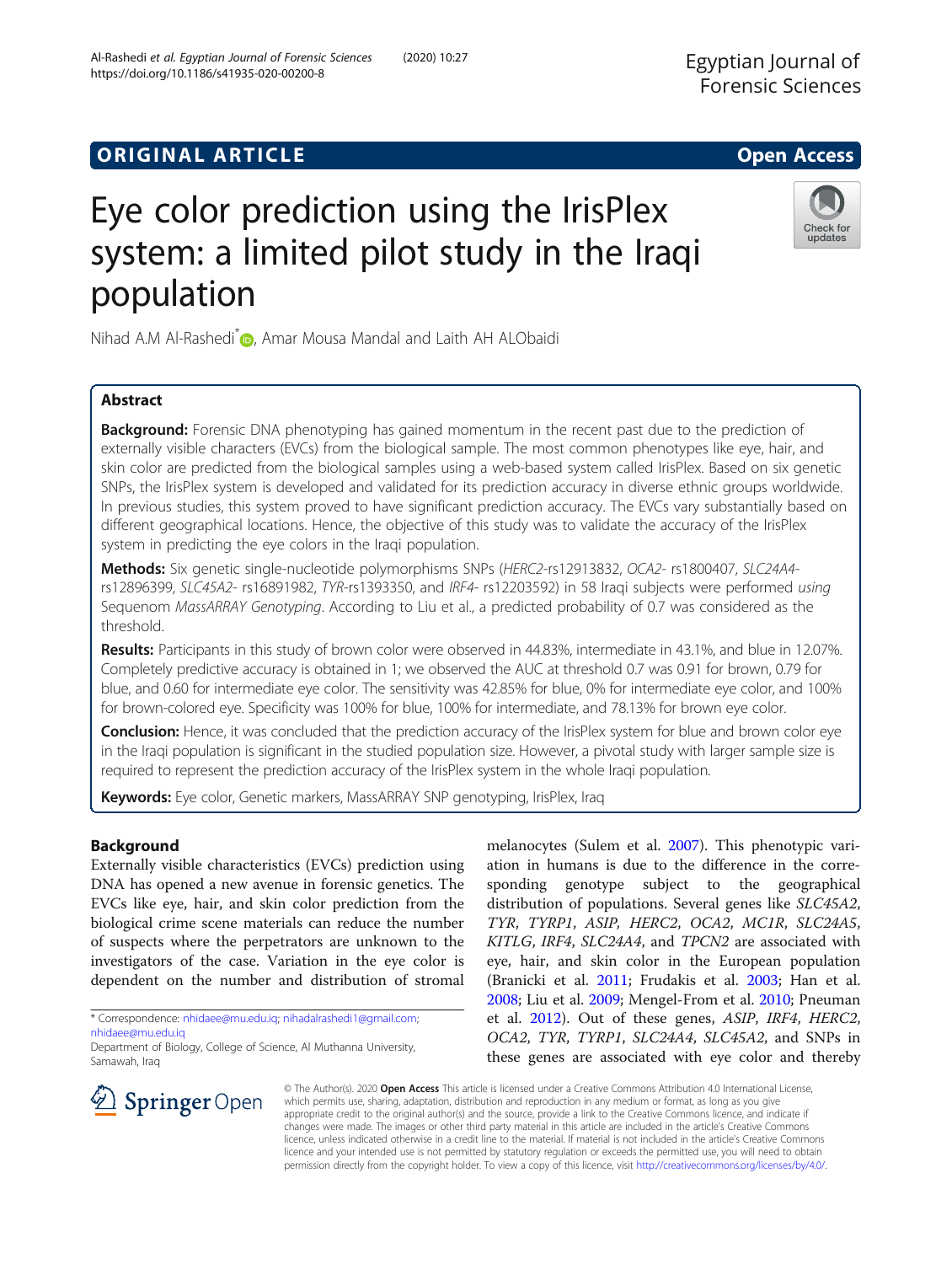ORIGINAL ARTICLE

Open Access

# Eye color prediction using the IrisPlex system: a limited pilot study in the Iraqi population

Nihad A.M Al-Rashedi*, Amar Mousa Mandal and Laith AH ALObaidi

## Abstract

**Background:** Forensic DNA phenotyping has gained momentum in the recent past due to the prediction of externally visible characters (EVCs) from the biological sample. The most common phenotypes like eye, hair, and skin color are predicted from the biological samples using a web-based system called IrisPlex. Based on six genetic SNPs, the IrisPlex system is developed and validated for its prediction accuracy in diverse ethnic groups worldwide. In previous studies, this system proved to have significant prediction accuracy. The EVCs vary substantially based on different geographical locations. Hence, the objective of this study was to validate the accuracy of the IrisPlex system in predicting the eye colors in the Iraqi population.

**Methods:** Six genetic single-nucleotide polymorphisms SNPs (*HERC2*-rs12913832, *OCA2*- rs1800407, *SLC24A4*- rs12896399, *SLC45A2*- rs16891982, *TYR*-rs1393350, and *IRF4*- rs12203592) in 58 Iraqi subjects were performed *using* Sequenom *MassARRAY Genotyping*. According to Liu et al., a predicted probability of 0.7 was considered as the threshold.

**Results:** Participants in this study of brown color were observed in 44.83%, intermediate in 43.1%, and blue in 12.07%. Completely predictive accuracy is obtained in 1; we observed the AUC at threshold 0.7 was 0.91 for brown, 0.79 for blue, and 0.60 for intermediate eye color. The sensitivity was 42.85% for blue, 0% for intermediate eye color, and 100% for brown-colored eye. Specificity was 100% for blue, 100% for intermediate, and 78.13% for brown eye color.

**Conclusion:** Hence, it was concluded that the prediction accuracy of the IrisPlex system for blue and brown color eye in the Iraqi population is significant in the studied population size. However, a pivotal study with larger sample size is required to represent the prediction accuracy of the IrisPlex system in the whole Iraqi population.

**Keywords:** Eye color, Genetic markers, MassARRAY SNP genotyping, IrisPlex, Iraq

## Background

Externally visible characteristics (EVCs) prediction using DNA has opened a new avenue in forensic genetics. The EVCs like eye, hair, and skin color prediction from the biological crime scene materials can reduce the number of suspects where the perpetrators are unknown to the investigators of the case. Variation in the eye color is dependent on the number and distribution of stromal melanocytes (Sulem et al. 2007). This phenotypic variation in humans is due to the difference in the corresponding genotype subject to the geographical distribution of populations. Several genes like *SLC45A2*, *TYR*, *TYRP1*, *ASIP*, *HERC2*, *OCA2*, *MC1R*, *SLC24A5*, *KITLG*, *IRF4*, *SLC24A4*, and *TPCN2* are associated with eye, hair, and skin color in the European population (Branicki et al. 2011; Frudakis et al. 2003; Han et al. 2008; Liu et al. 2009; Mengel-From et al. 2010; Pneuman et al. 2012). Out of these genes, *ASIP*, *IRF4*, *HERC2*, *OCA2*, *TYR*, *TYRP1*, *SLC24A4*, *SLC45A2*, and SNPs in these genes are associated with eye color and thereby

\* Correspondence: nhidaee@mu.edu.iq; nihadalrashedi1@gmail.com; nhidaee@mu.edu.iq
Department of Biology, College of Science, Al Muthanna University, Samawah, Iraq

© The Author(s). 2020 **Open Access** This article is licensed under a Creative Commons Attribution 4.0 International License, which permits use, sharing, adaptation, distribution and reproduction in any medium or format, as long as you give appropriate credit to the original author(s) and the source, provide a link to the Creative Commons licence, and indicate if changes were made. The images or other third party material in this article are included in the article's Creative Commons licence, unless indicated otherwise in a credit line to the material. If material is not included in the article's Creative Commons licence and your intended use is not permitted by statutory regulation or exceeds the permitted use, you will need to obtain permission directly from the copyright holder. To view a copy of this licence, visit http://creativecommons.org/licenses/by/4.0/.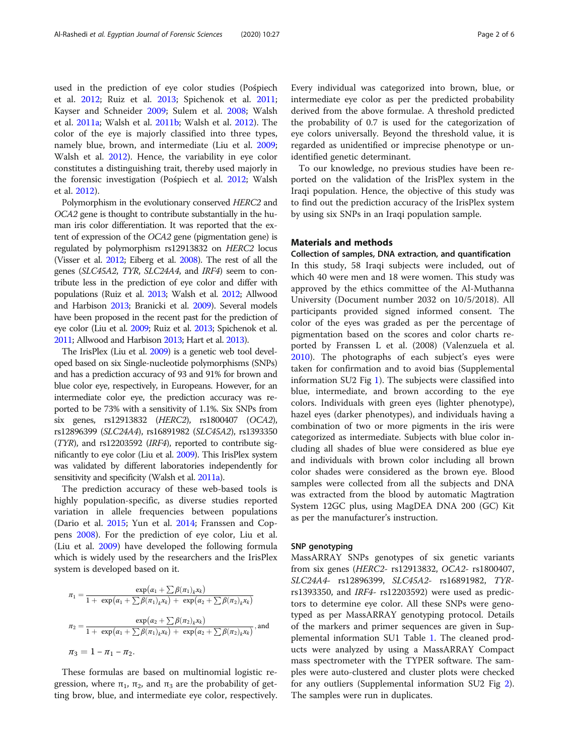used in the prediction of eye color studies (Pośpiech et al. 2012; Ruiz et al. 2013; Spichenok et al. 2011; Kayser and Schneider 2009; Sulem et al. 2008; Walsh et al. 2011a; Walsh et al. 2011b; Walsh et al. 2012). The color of the eye is majorly classified into three types, namely blue, brown, and intermediate (Liu et al. 2009; Walsh et al. 2012). Hence, the variability in eye color constitutes a distinguishing trait, thereby used majorly in the forensic investigation (Pośpiech et al. 2012; Walsh et al. 2012).

Polymorphism in the evolutionary conserved *HERC2* and *OCA2* gene is thought to contribute substantially in the human iris color differentiation. It was reported that the extent of expression of the *OCA2* gene (pigmentation gene) is regulated by polymorphism rs12913832 on *HERC2* locus (Visser et al. 2012; Eiberg et al. 2008). The rest of all the genes (*SLC45A2*, *TYR*, *SLC24A4*, and *IRF4*) seem to contribute less in the prediction of eye color and differ with populations (Ruiz et al. 2013; Walsh et al. 2012; Allwood and Harbison 2013; Branicki et al. 2009). Several models have been proposed in the recent past for the prediction of eye color (Liu et al. 2009; Ruiz et al. 2013; Spichenok et al. 2011; Allwood and Harbison 2013; Hart et al. 2013).

The IrisPlex (Liu et al. 2009) is a genetic web tool developed based on six Single-nucleotide polymorphisms (SNPs) and has a prediction accuracy of 93 and 91% for brown and blue color eye, respectively, in Europeans. However, for an intermediate color eye, the prediction accuracy was reported to be 73% with a sensitivity of 1.1%. Six SNPs from six genes, rs12913832 (*HERC2*), rs1800407 (*OCA2*), rs12896399 (*SLC24A4*), rs16891982 (*SLC45A2*), rs1393350 (*TYR*), and rs12203592 (*IRF4*), reported to contribute significantly to eye color (Liu et al. 2009). This IrisPlex system was validated by different laboratories independently for sensitivity and specificity (Walsh et al. 2011a).

The prediction accuracy of these web-based tools is highly population-specific, as diverse studies reported variation in allele frequencies between populations (Dario et al. 2015; Yun et al. 2014; Franssen and Coppens 2008). For the prediction of eye color, Liu et al. (Liu et al. 2009) have developed the following formula which is widely used by the researchers and the IrisPlex system is developed based on it.

$$\pi_1 = \frac{\exp(\alpha_1 + \sum \beta(\pi_1)_k x_k)}{1 + \exp(\alpha_1 + \sum \beta(\pi_1)_k x_k) + \exp(\alpha_2 + \sum \beta(\pi_2)_k x_k)}$$

$$\pi_2 = \frac{\exp(\alpha_2 + \sum \beta(\pi_2)_k x_k)}{1 + \exp(\alpha_1 + \sum \beta(\pi_1)_k x_k) + \exp(\alpha_2 + \sum \beta(\pi_2)_k x_k)}, \text{and}$$

$$\pi_3 = 1 - \pi_1 - \pi_2.$$

These formulas are based on multinomial logistic regression, where $\pi_1$, $\pi_2$, and $\pi_3$ are the probability of getting brow, blue, and intermediate eye color, respectively. Every individual was categorized into brown, blue, or intermediate eye color as per the predicted probability derived from the above formulae. A threshold predicted the probability of 0.7 is used for the categorization of eye colors universally. Beyond the threshold value, it is regarded as unidentified or imprecise phenotype or unidentified genetic determinant.

To our knowledge, no previous studies have been reported on the validation of the IrisPlex system in the Iraqi population. Hence, the objective of this study was to find out the prediction accuracy of the IrisPlex system by using six SNPs in an Iraqi population sample.

## Materials and methods

### Collection of samples, DNA extraction, and quantification

In this study, 58 Iraqi subjects were included, out of which 40 were men and 18 were women. This study was approved by the ethics committee of the Al-Muthanna University (Document number 2032 on 10/5/2018). All participants provided signed informed consent. The color of the eyes was graded as per the percentage of pigmentation based on the scores and color charts reported by Franssen L et al. (2008) (Valenzuela et al. 2010). The photographs of each subject's eyes were taken for confirmation and to avoid bias (Supplemental information SU2 Fig 1). The subjects were classified into blue, intermediate, and brown according to the eye colors. Individuals with green eyes (lighter phenotype), hazel eyes (darker phenotypes), and individuals having a combination of two or more pigments in the iris were categorized as intermediate. Subjects with blue color including all shades of blue were considered as blue eye and individuals with brown color including all brown color shades were considered as the brown eye. Blood samples were collected from all the subjects and DNA was extracted from the blood by automatic Magtration System 12GC plus, using MagDEA DNA 200 (GC) Kit as per the manufacturer's instruction.

### SNP genotyping

MassARRAY SNPs genotypes of six genetic variants from six genes (*HERC2*- rs12913832, *OCA2*- rs1800407, *SLC24A4*- rs12896399, *SLC45A2*- rs16891982, *TYR*-rs1393350, and *IRF4*- rs12203592) were used as predictors to determine eye color. All these SNPs were genotyped as per MassARRAY genotyping protocol. Details of the markers and primer sequences are given in Supplemental information SU1 Table 1. The cleaned products were analyzed by using a MassARRAY Compact mass spectrometer with the TYPER software. The samples were auto-clustered and cluster plots were checked for any outliers (Supplemental information SU2 Fig 2). The samples were run in duplicates.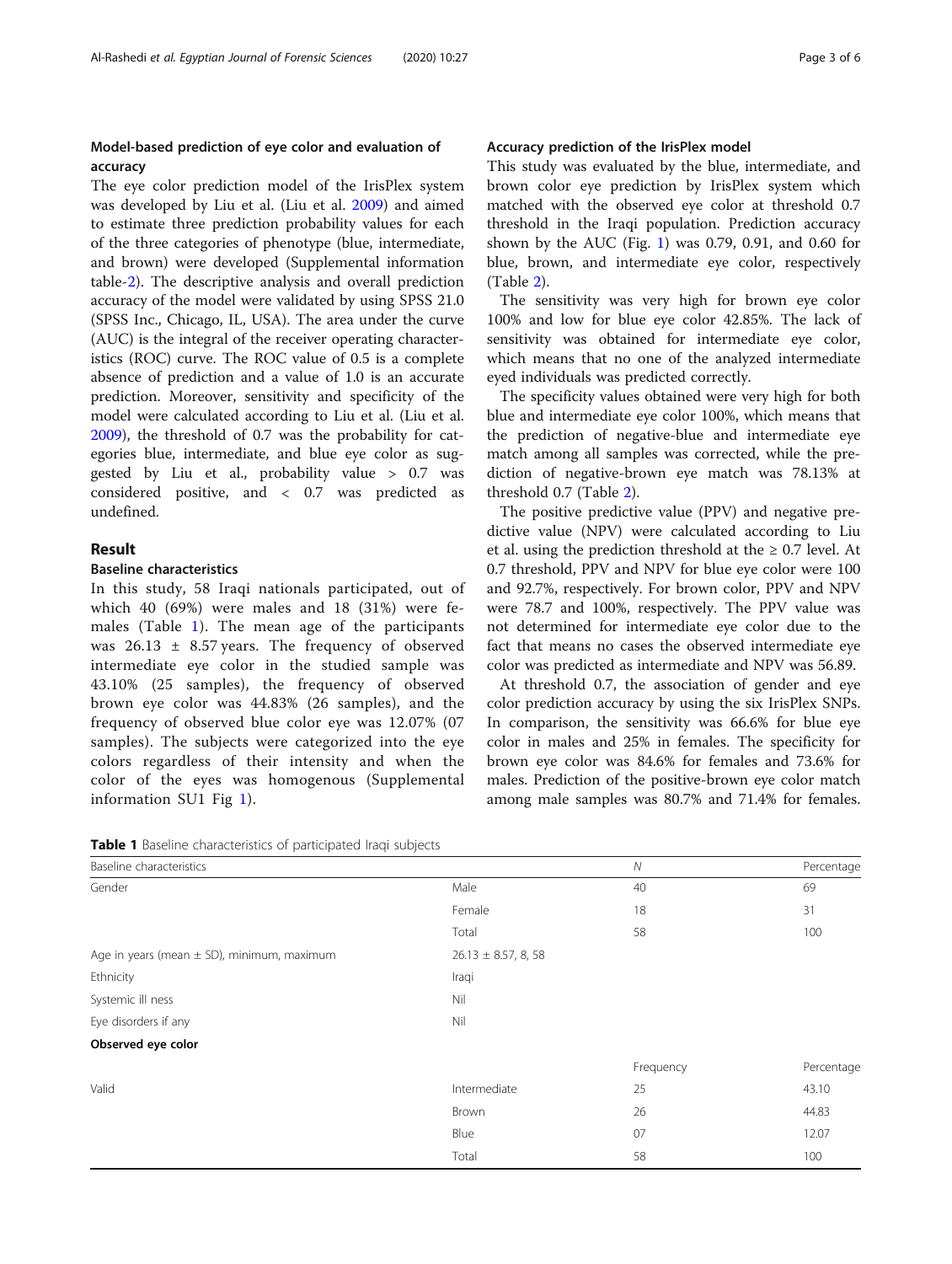### Model-based prediction of eye color and evaluation of accuracy

The eye color prediction model of the IrisPlex system was developed by Liu et al. (Liu et al. 2009) and aimed to estimate three prediction probability values for each of the three categories of phenotype (blue, intermediate, and brown) were developed (Supplemental information table-2). The descriptive analysis and overall prediction accuracy of the model were validated by using SPSS 21.0 (SPSS Inc., Chicago, IL, USA). The area under the curve (AUC) is the integral of the receiver operating characteristics (ROC) curve. The ROC value of 0.5 is a complete absence of prediction and a value of 1.0 is an accurate prediction. Moreover, sensitivity and specificity of the model were calculated according to Liu et al. (Liu et al. 2009), the threshold of 0.7 was the probability for categories blue, intermediate, and blue eye color as suggested by Liu et al., probability value > 0.7 was considered positive, and < 0.7 was predicted as undefined.

## Result

### Baseline characteristics

In this study, 58 Iraqi nationals participated, out of which 40 (69%) were males and 18 (31%) were females (Table 1). The mean age of the participants was 26.13 ± 8.57 years. The frequency of observed intermediate eye color in the studied sample was 43.10% (25 samples), the frequency of observed brown eye color was 44.83% (26 samples), and the frequency of observed blue color eye was 12.07% (07 samples). The subjects were categorized into the eye colors regardless of their intensity and when the color of the eyes was homogenous (Supplemental information SU1 Fig 1).

### Accuracy prediction of the IrisPlex model

This study was evaluated by the blue, intermediate, and brown color eye prediction by IrisPlex system which matched with the observed eye color at threshold 0.7 threshold in the Iraqi population. Prediction accuracy shown by the AUC (Fig. 1) was 0.79, 0.91, and 0.60 for blue, brown, and intermediate eye color, respectively (Table 2).

The sensitivity was very high for brown eye color 100% and low for blue eye color 42.85%. The lack of sensitivity was obtained for intermediate eye color, which means that no one of the analyzed intermediate eyed individuals was predicted correctly.

The specificity values obtained were very high for both blue and intermediate eye color 100%, which means that the prediction of negative-blue and intermediate eye match among all samples was corrected, while the prediction of negative-brown eye match was 78.13% at threshold 0.7 (Table 2).

The positive predictive value (PPV) and negative predictive value (NPV) were calculated according to Liu et al. using the prediction threshold at the ≥ 0.7 level. At 0.7 threshold, PPV and NPV for blue eye color were 100 and 92.7%, respectively. For brown color, PPV and NPV were 78.7 and 100%, respectively. The PPV value was not determined for intermediate eye color due to the fact that means no cases the observed intermediate eye color was predicted as intermediate and NPV was 56.89.

At threshold 0.7, the association of gender and eye color prediction accuracy by using the six IrisPlex SNPs. In comparison, the sensitivity was 66.6% for blue eye color in males and 25% in females. The specificity for brown eye color was 84.6% for females and 73.6% for males. Prediction of the positive-brown eye color match among male samples was 80.7% and 71.4% for females.

**Table 1** Baseline characteristics of participated Iraqi subjects

| Baseline characteristics | | *N* | Percentage |
|---|---|---|---|
| Gender | Male | 40 | 69 |
| | Female | 18 | 31 |
| | Total | 58 | 100 |
| Age in years (mean ± SD), minimum, maximum | 26.13 ± 8.57, 8, 58 | | |
| Ethnicity | Iraqi | | |
| Systemic ill ness | Nil | | |
| Eye disorders if any | Nil | | |
| **Observed eye color** | | | |
| | | Frequency | Percentage |
| Valid | Intermediate | 25 | 43.10 |
| | Brown | 26 | 44.83 |
| | Blue | 07 | 12.07 |
| | Total | 58 | 100 |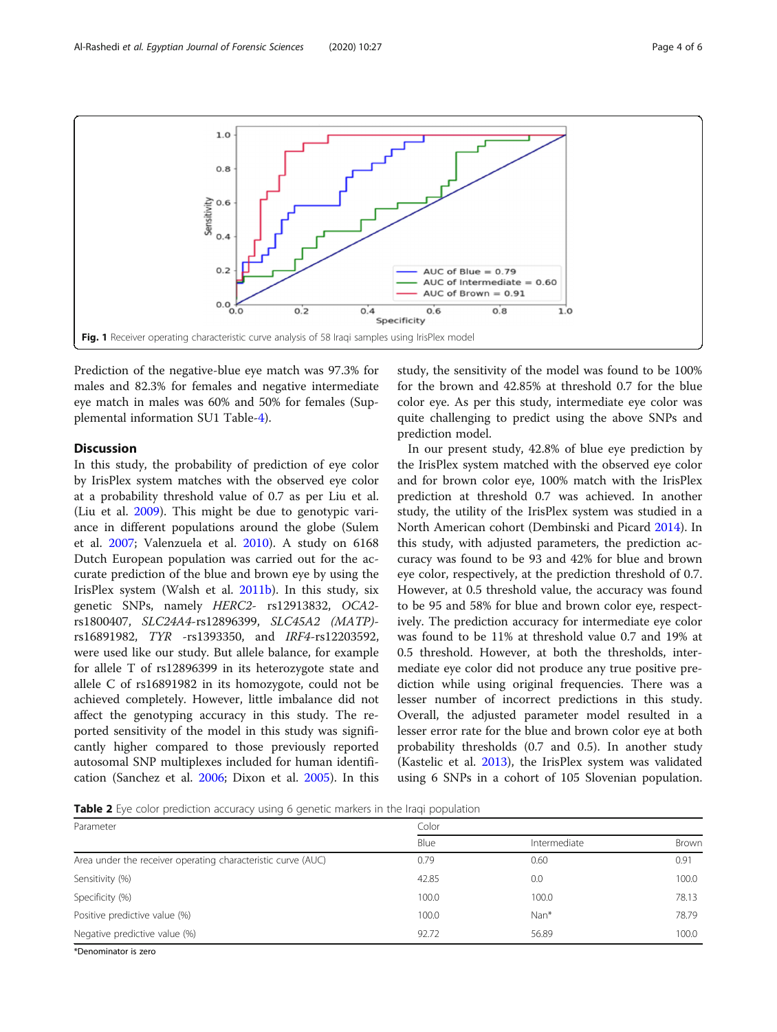Fig. 1 Receiver operating characteristic curve analysis of 58 Iraqi samples using IrisPlex model

Prediction of the negative-blue eye match was 97.3% for males and 82.3% for females and negative intermediate eye match in males was 60% and 50% for females (Supplemental information SU1 Table-4).

## Discussion

In this study, the probability of prediction of eye color by IrisPlex system matches with the observed eye color at a probability threshold value of 0.7 as per Liu et al. (Liu et al. 2009). This might be due to genotypic variance in different populations around the globe (Sulem et al. 2007; Valenzuela et al. 2010). A study on 6168 Dutch European population was carried out for the accurate prediction of the blue and brown eye by using the IrisPlex system (Walsh et al. 2011b). In this study, six genetic SNPs, namely *HERC2*- rs12913832, *OCA2*-rs1800407, *SLC24A4*-rs12896399, *SLC45A2 (MATP)*-rs16891982, *TYR* -rs1393350, and *IRF4*-rs12203592, were used like our study. But allele balance, for example for allele T of rs12896399 in its heterozygote state and allele C of rs16891982 in its homozygote, could not be achieved completely. However, little imbalance did not affect the genotyping accuracy in this study. The reported sensitivity of the model in this study was significantly higher compared to those previously reported autosomal SNP multiplexes included for human identification (Sanchez et al. 2006; Dixon et al. 2005). In this study, the sensitivity of the model was found to be 100% for the brown and 42.85% at threshold 0.7 for the blue color eye. As per this study, intermediate eye color was quite challenging to predict using the above SNPs and prediction model.

In our present study, 42.8% of blue eye prediction by the IrisPlex system matched with the observed eye color and for brown color eye, 100% match with the IrisPlex prediction at threshold 0.7 was achieved. In another study, the utility of the IrisPlex system was studied in a North American cohort (Dembinski and Picard 2014). In this study, with adjusted parameters, the prediction accuracy was found to be 93 and 42% for blue and brown eye color, respectively, at the prediction threshold of 0.7. However, at 0.5 threshold value, the accuracy was found to be 95 and 58% for blue and brown color eye, respectively. The prediction accuracy for intermediate eye color was found to be 11% at threshold value 0.7 and 19% at 0.5 threshold. However, at both the thresholds, intermediate eye color did not produce any true positive prediction while using original frequencies. There was a lesser number of incorrect predictions in this study. Overall, the adjusted parameter model resulted in a lesser error rate for the blue and brown color eye at both probability thresholds (0.7 and 0.5). In another study (Kastelic et al. 2013), the IrisPlex system was validated using 6 SNPs in a cohort of 105 Slovenian population.

**Table 2** Eye color prediction accuracy using 6 genetic markers in the Iraqi population

| Parameter | Color | | |
|---|---|---|---|
| | Blue | Intermediate | Brown |
| Area under the receiver operating characteristic curve (AUC) | 0.79 | 0.60 | 0.91 |
| Sensitivity (%) | 42.85 | 0.0 | 100.0 |
| Specificity (%) | 100.0 | 100.0 | 78.13 |
| Positive predictive value (%) | 100.0 | Nan* | 78.79 |
| Negative predictive value (%) | 92.72 | 56.89 | 100.0 |

*Denominator is zero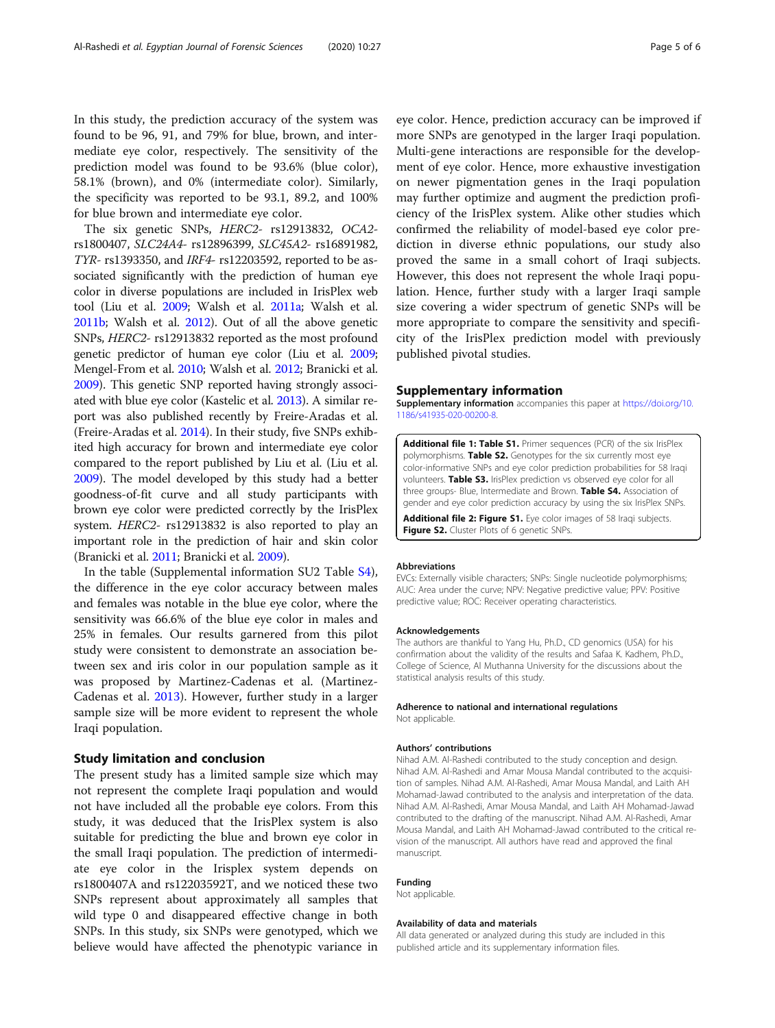In this study, the prediction accuracy of the system was found to be 96, 91, and 79% for blue, brown, and intermediate eye color, respectively. The sensitivity of the prediction model was found to be 93.6% (blue color), 58.1% (brown), and 0% (intermediate color). Similarly, the specificity was reported to be 93.1, 89.2, and 100% for blue brown and intermediate eye color.

The six genetic SNPs, *HERC2*- rs12913832, *OCA2*-rs1800407, *SLC24A4*- rs12896399, *SLC45A2*- rs16891982, *TYR*- rs1393350, and *IRF4*- rs12203592, reported to be associated significantly with the prediction of human eye color in diverse populations are included in IrisPlex web tool (Liu et al. 2009; Walsh et al. 2011a; Walsh et al. 2011b; Walsh et al. 2012). Out of all the above genetic SNPs, *HERC2*- rs12913832 reported as the most profound genetic predictor of human eye color (Liu et al. 2009; Mengel-From et al. 2010; Walsh et al. 2012; Branicki et al. 2009). This genetic SNP reported having strongly associated with blue eye color (Kastelic et al. 2013). A similar report was also published recently by Freire-Aradas et al. (Freire-Aradas et al. 2014). In their study, five SNPs exhibited high accuracy for brown and intermediate eye color compared to the report published by Liu et al. (Liu et al. 2009). The model developed by this study had a better goodness-of-fit curve and all study participants with brown eye color were predicted correctly by the IrisPlex system. *HERC2*- rs12913832 is also reported to play an important role in the prediction of hair and skin color (Branicki et al. 2011; Branicki et al. 2009).

In the table (Supplemental information SU2 Table S4), the difference in the eye color accuracy between males and females was notable in the blue eye color, where the sensitivity was 66.6% of the blue eye color in males and 25% in females. Our results garnered from this pilot study were consistent to demonstrate an association between sex and iris color in our population sample as it was proposed by Martinez-Cadenas et al. (Martinez-Cadenas et al. 2013). However, further study in a larger sample size will be more evident to represent the whole Iraqi population.

## Study limitation and conclusion

The present study has a limited sample size which may not represent the complete Iraqi population and would not have included all the probable eye colors. From this study, it was deduced that the IrisPlex system is also suitable for predicting the blue and brown eye color in the small Iraqi population. The prediction of intermediate eye color in the Irisplex system depends on rs1800407A and rs12203592T, and we noticed these two SNPs represent about approximately all samples that wild type 0 and disappeared effective change in both SNPs. In this study, six SNPs were genotyped, which we believe would have affected the phenotypic variance in eye color. Hence, prediction accuracy can be improved if more SNPs are genotyped in the larger Iraqi population. Multi-gene interactions are responsible for the development of eye color. Hence, more exhaustive investigation on newer pigmentation genes in the Iraqi population may further optimize and augment the prediction proficiency of the IrisPlex system. Alike other studies which confirmed the reliability of model-based eye color prediction in diverse ethnic populations, our study also proved the same in a small cohort of Iraqi subjects. However, this does not represent the whole Iraqi population. Hence, further study with a larger Iraqi sample size covering a wider spectrum of genetic SNPs will be more appropriate to compare the sensitivity and specificity of the IrisPlex prediction model with previously published pivotal studies.

## Supplementary information

**Supplementary information** accompanies this paper at https://doi.org/10.1186/s41935-020-00200-8.

**Additional file 1: Table S1.** Primer sequences (PCR) of the six IrisPlex polymorphisms. **Table S2.** Genotypes for the six currently most eye color-informative SNPs and eye color prediction probabilities for 58 Iraqi volunteers. **Table S3.** IrisPlex prediction vs observed eye color for all three groups- Blue, Intermediate and Brown. **Table S4.** Association of gender and eye color prediction accuracy by using the six IrisPlex SNPs.

**Additional file 2: Figure S1.** Eye color images of 58 Iraqi subjects. **Figure S2.** Cluster Plots of 6 genetic SNPs.

#### Abbreviations

EVCs: Externally visible characters; SNPs: Single nucleotide polymorphisms; AUC: Area under the curve; NPV: Negative predictive value; PPV: Positive predictive value; ROC: Receiver operating characteristics.

#### Acknowledgements

The authors are thankful to Yang Hu, Ph.D., CD genomics (USA) for his confirmation about the validity of the results and Safaa K. Kadhem, Ph.D., College of Science, Al Muthanna University for the discussions about the statistical analysis results of this study.

#### Adherence to national and international regulations

Not applicable.

#### Authors' contributions

Nihad A.M. Al-Rashedi contributed to the study conception and design. Nihad A.M. Al-Rashedi and Amar Mousa Mandal contributed to the acquisition of samples. Nihad A.M. Al-Rashedi, Amar Mousa Mandal, and Laith AH Mohamad-Jawad contributed to the analysis and interpretation of the data. Nihad A.M. Al-Rashedi, Amar Mousa Mandal, and Laith AH Mohamad-Jawad contributed to the drafting of the manuscript. Nihad A.M. Al-Rashedi, Amar Mousa Mandal, and Laith AH Mohamad-Jawad contributed to the critical revision of the manuscript. All authors have read and approved the final manuscript.

#### Funding

Not applicable.

#### Availability of data and materials

All data generated or analyzed during this study are included in this published article and its supplementary information files.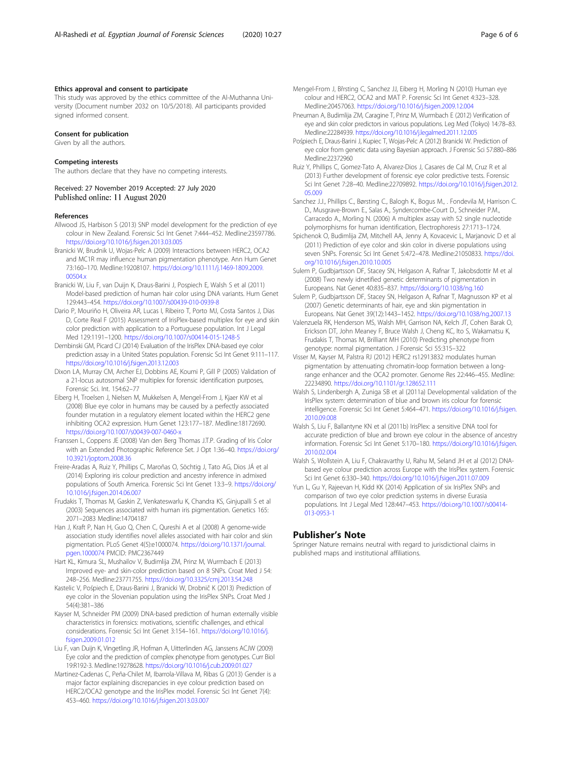#### Ethics approval and consent to participate

This study was approved by the ethics committee of the Al-Muthanna University (Document number 2032 on 10/5/2018). All participants provided signed informed consent.

#### Consent for publication

Given by all the authors.

#### Competing interests

The authors declare that they have no competing interests.

Received: 27 November 2019 Accepted: 27 July 2020
Published online: 11 August 2020

#### References

Allwood JS, Harbison S (2013) SNP model development for the prediction of eye colour in New Zealand. Forensic Sci Int Genet 7:444–452. Medline:23597786. https://doi.org/10.1016/j.fsigen.2013.03.005

Branicki W, Brudnik U, Wojas-Pelc A (2009) Interactions between HERC2, OCA2 and MC1R may influence human pigmentation phenotype. Ann Hum Genet 73:160–170. Medline:19208107. https://doi.org/10.1111/j.1469-1809.2009.00504.x

Branicki W, Liu F, van Duijn K, Draus-Barini J, Pospiech E, Walsh S et al (2011) Model-based prediction of human hair color using DNA variants. Hum Genet 129:443–454. https://doi.org/10.1007/s00439-010-0939-8

Dario P, Mouriño H, Oliveira AR, Lucas I, Ribeiro T, Porto MJ, Costa Santos J, Dias D, Corte Real F (2015) Assessment of IrisPlex-based multiplex for eye and skin color prediction with application to a Portuguese population. Int J Legal Med 129:1191–1200. https://doi.org/10.1007/s00414-015-1248-5

Dembinski GM, Picard CJ (2014) Evaluation of the IrisPlex DNA-based eye color prediction assay in a United States population. Forensic Sci Int Genet 9:111–117. https://doi.org/10.1016/j.fsigen.2013.12.003

Dixon LA, Murray CM, Archer EJ, Dobbins AE, Koumi P, Gill P (2005) Validation of a 21-locus autosomal SNP multiplex for forensic identification purposes, Forensic Sci. Int. 154:62–77

Eiberg H, Troelsen J, Nielsen M, Mukkelsen A, Mengel-From J, Kjaer KW et al (2008) Blue eye color in humans may be caused by a perfectly associated founder mutation in a regulatory element located within the HERC2 gene inhibiting OCA2 expression. Hum Genet 123:177–187. Medline:18172690. https://doi.org/10.1007/s00439-007-0460-x

Franssen L, Coppens JE (2008) Van den Berg Thomas J.T.P. Grading of Iris Color with an Extended Photographic Reference Set. J Opt 1:36–40. https://doi.org/10.3921/joptom.2008.36

Freire-Aradas A, Ruiz Y, Phillips C, Maroñas O, Söchtig J, Tato AG, Dios JÁ et al (2014) Exploring iris colour prediction and ancestry inference in admixed populations of South America. Forensic Sci Int Genet 13:3–9. https://doi.org/10.1016/j.fsigen.2014.06.007

Frudakis T, Thomas M, Gaskin Z, Venkateswarlu K, Chandra KS, Ginjupalli S et al (2003) Sequences associated with human iris pigmentation. Genetics 165: 2071–2083 Medline:14704187

Han J, Kraft P, Nan H, Guo Q, Chen C, Qureshi A et al (2008) A genome-wide association study identifies novel alleles associated with hair color and skin pigmentation. PLoS Genet 4(5):e1000074. https://doi.org/10.1371/journal.pgen.1000074 PMCID: PMC2367449

Hart KL, Kimura SL, Mushailov V, Budimlija ZM, Prinz M, Wurmbach E (2013) Improved eye- and skin-color prediction based on 8 SNPs. Croat Med J 54: 248–256. Medline:23771755. https://doi.org/10.3325/cmj.2013.54.248

Kastelic V, Pośpiech E, Draus-Barini J, Branicki W, Drobnič K (2013) Prediction of eye color in the Slovenian population using the IrisPlex SNPs. Croat Med J 54(4):381–386

Kayser M, Schneider PM (2009) DNA-based prediction of human externally visible characteristics in forensics: motivations, scientific challenges, and ethical considerations. Forensic Sci Int Genet 3:154–161. https://doi.org/10.1016/j.fsigen.2009.01.012

Liu F, van Duijn K, Vingetling JR, Hofman A, Uitterlinden AG, Janssens ACJW (2009) Eye color and the prediction of complex phenotype from genotypes. Curr Biol 19:R192-3. Medline:19278628. https://doi.org/10.1016/j.cub.2009.01.027

Martinez-Cadenas C, Peña-Chilet M, Ibarrola-Villava M, Ribas G (2013) Gender is a major factor explaining discrepancies in eye colour prediction based on HERC2/OCA2 genotype and the IrisPlex model. Forensic Sci Int Genet 7(4): 453–460. https://doi.org/10.1016/j.fsigen.2013.03.007

Mengel-From J, Břrsting C, Sanchez JJ, Eiberg H, Morling N (2010) Human eye colour and HERC2, OCA2 and MAT P. Forensic Sci Int Genet 4:323–328. Medline:20457063. https://doi.org/10.1016/j.fsigen.2009.12.004

Pneuman A, Budimlija ZM, Caragine T, Prinz M, Wurmbach E (2012) Verification of eye and skin color predictors in various populations. Leg Med (Tokyo) 14:78–83. Medline:22284939. https://doi.org/10.1016/j.legalmed.2011.12.005

Pośpiech E, Draus-Barini J, Kupiec T, Wojas-Pelc A (2012) Branicki W. Prediction of eye color from genetic data using Bayesian approach. J Forensic Sci 57:880–886 Medline:22372960

Ruiz Y, Phillips C, Gomez-Tato A, Alvarez-Dios J, Casares de Cal M, Cruz R et al (2013) Further development of forensic eye color predictive tests. Forensic Sci Int Genet 7:28–40. Medline:22709892. https://doi.org/10.1016/j.fsigen.2012.05.009

Sanchez J.J., Phillips C., Børsting C., Balogh K., Bogus M., . Fondevila M, Harrison C. D., Musgrave-Brown E., Salas A., Syndercombe-Court D., Schneider P.M., Carracedo A., Morling N. (2006) A multiplex assay with 52 single nucleotide polymorphisms for human identification, Electrophoresis 27:1713–1724.

Spichenok O, Budimlija ZM, Mitchell AA, Jenny A, Kovacevic L, Marjanovic D et al (2011) Prediction of eye color and skin color in diverse populations using seven SNPs. Forensic Sci Int Genet 5:472–478. Medline:21050833. https://doi.org/10.1016/j.fsigen.2010.10.005

Sulem P, Gudbjartsson DF, Stacey SN, Helgason A, Rafnar T, Jakobsdottir M et al (2008) Two newly idnetified genetic determinants of pigmentation in Europeans. Nat Genet 40:835–837. https://doi.org/10.1038/ng.160

Sulem P, Gudbjartsson DF, Stacey SN, Helgason A, Rafnar T, Magnusson KP et al (2007) Genetic determinants of hair, eye and skin pigmentation in Europeans. Nat Genet 39(12):1443–1452. https://doi.org/10.1038/ng.2007.13

Valenzuela RK, Henderson MS, Walsh MH, Garrison NA, Kelch JT, Cohen Barak O, Erickson DT, John Meaney F, Bruce Walsh J, Cheng KC, Ito S, Wakamatsu K, Frudakis T, Thomas M, Brilliant MH (2010) Predicting phenotype from genotype: normal pigmentation. J Forensic Sci 55:315–322

Visser M, Kayser M, Palstra RJ (2012) HERC2 rs12913832 modulates human pigmentation by attenuating chromatin-loop formation between a long-range enhancer and the OCA2 promoter. Genome Res 22:446–455. Medline: 22234890. https://doi.org/10.1101/gr.128652.111

Walsh S, Lindenbergh A, Zuniga SB et al (2011a) Developmental validation of the IrisPlex system: determination of blue and brown iris colour for forensic intelligence. Forensic Sci Int Genet 5:464–471. https://doi.org/10.1016/j.fsigen.2010.09.008

Walsh S, Liu F, Ballantyne KN et al (2011b) IrisPlex: a sensitive DNA tool for accurate prediction of blue and brown eye colour in the absence of ancestry information. Forensic Sci Int Genet 5:170–180. https://doi.org/10.1016/j.fsigen.2010.02.004

Walsh S, Wollstein A, Liu F, Chakravarthy U, Rahu M, Seland JH et al (2012) DNA-based eye colour prediction across Europe with the IrisPlex system. Forensic Sci Int Genet 6:330–340. https://doi.org/10.1016/j.fsigen.2011.07.009

Yun L, Gu Y, Rajeevan H, Kidd KK (2014) Application of six IrisPlex SNPs and comparison of two eye color prediction systems in diverse Eurasia populations. Int J Legal Med 128:447–453. https://doi.org/10.1007/s00414-013-0953-1

## Publisher's Note

Springer Nature remains neutral with regard to jurisdictional claims in published maps and institutional affiliations.